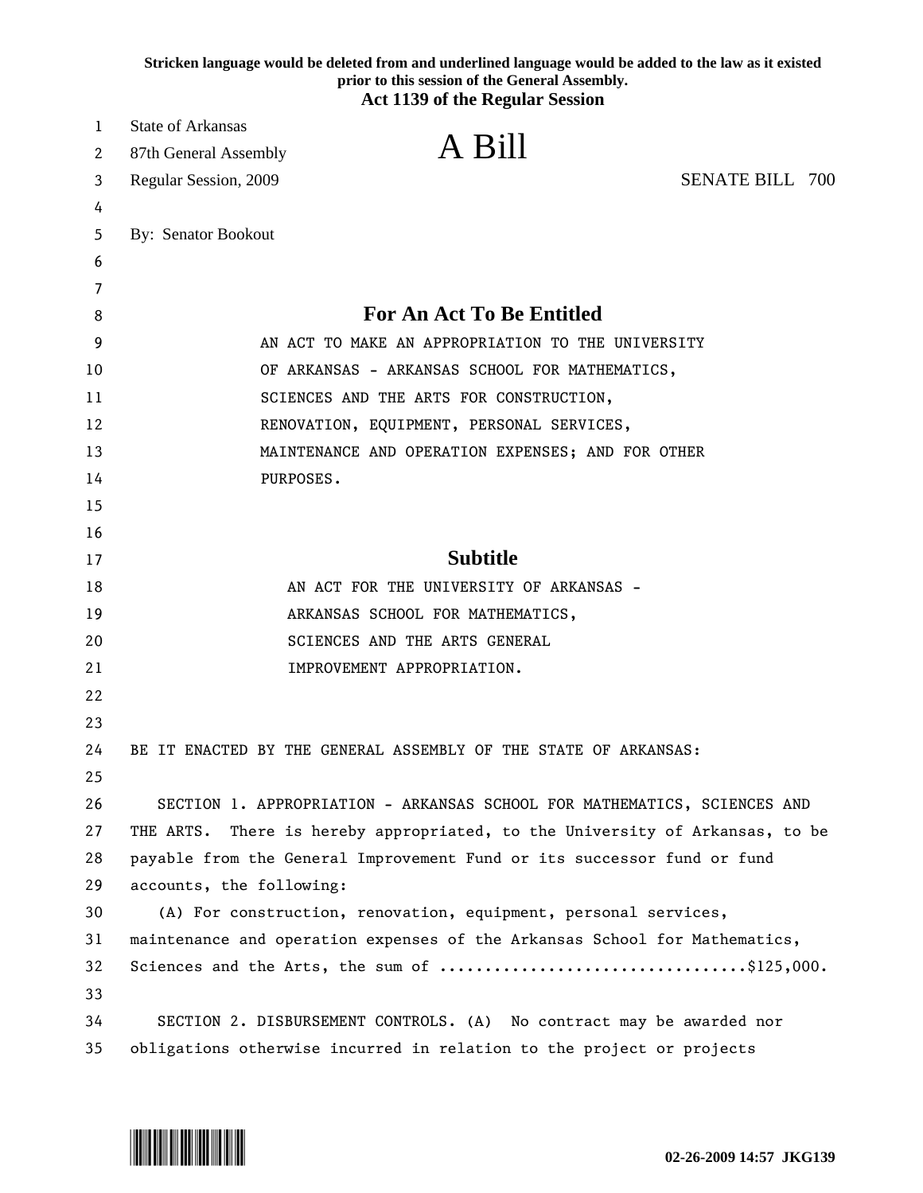Stricken language would be deleted from and underlined language would be added to the law as it existed prior to this session of the General Assembly.

**Act 1139 of the Regular Session**

State of Arkansas
87th General Assembly
Regular Session, 2009

# A Bill

SENATE BILL 700

By: Senator Bookout

## For An Act To Be Entitled

AN ACT TO MAKE AN APPROPRIATION TO THE UNIVERSITY OF ARKANSAS - ARKANSAS SCHOOL FOR MATHEMATICS, SCIENCES AND THE ARTS FOR CONSTRUCTION, RENOVATION, EQUIPMENT, PERSONAL SERVICES, MAINTENANCE AND OPERATION EXPENSES; AND FOR OTHER PURPOSES.

## Subtitle

AN ACT FOR THE UNIVERSITY OF ARKANSAS - ARKANSAS SCHOOL FOR MATHEMATICS, SCIENCES AND THE ARTS GENERAL IMPROVEMENT APPROPRIATION.

BE IT ENACTED BY THE GENERAL ASSEMBLY OF THE STATE OF ARKANSAS:

SECTION 1. APPROPRIATION - ARKANSAS SCHOOL FOR MATHEMATICS, SCIENCES AND THE ARTS. There is hereby appropriated, to the University of Arkansas, to be payable from the General Improvement Fund or its successor fund or fund accounts, the following:

(A) For construction, renovation, equipment, personal services, maintenance and operation expenses of the Arkansas School for Mathematics, Sciences and the Arts, the sum of ..................................$125,000.

SECTION 2. DISBURSEMENT CONTROLS. (A) No contract may be awarded nor obligations otherwise incurred in relation to the project or projects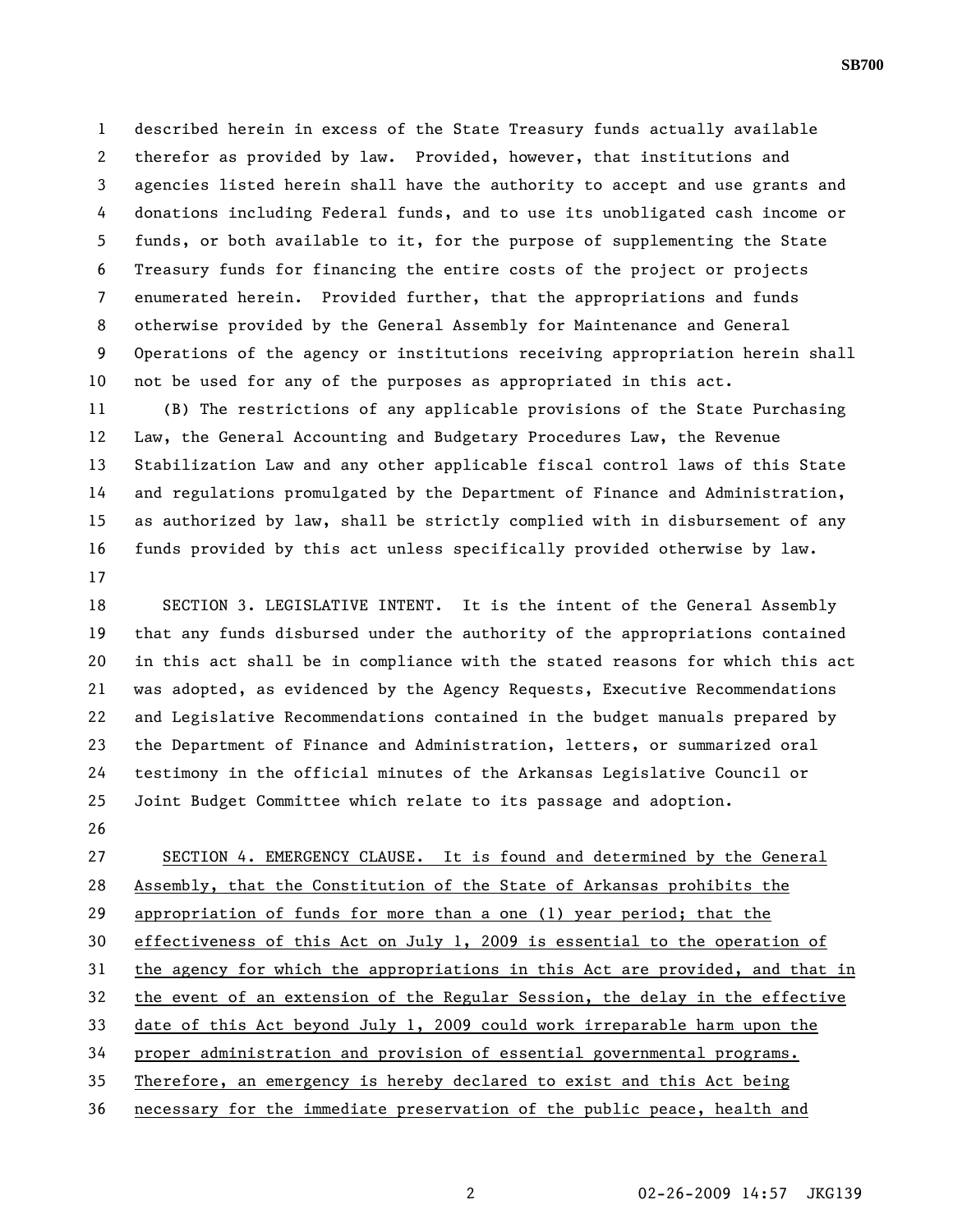described herein in excess of the State Treasury funds actually available therefor as provided by law. Provided, however, that institutions and agencies listed herein shall have the authority to accept and use grants and donations including Federal funds, and to use its unobligated cash income or funds, or both available to it, for the purpose of supplementing the State Treasury funds for financing the entire costs of the project or projects enumerated herein. Provided further, that the appropriations and funds otherwise provided by the General Assembly for Maintenance and General Operations of the agency or institutions receiving appropriation herein shall not be used for any of the purposes as appropriated in this act.

(B) The restrictions of any applicable provisions of the State Purchasing Law, the General Accounting and Budgetary Procedures Law, the Revenue Stabilization Law and any other applicable fiscal control laws of this State and regulations promulgated by the Department of Finance and Administration, as authorized by law, shall be strictly complied with in disbursement of any funds provided by this act unless specifically provided otherwise by law.

SECTION 3. LEGISLATIVE INTENT. It is the intent of the General Assembly that any funds disbursed under the authority of the appropriations contained in this act shall be in compliance with the stated reasons for which this act was adopted, as evidenced by the Agency Requests, Executive Recommendations and Legislative Recommendations contained in the budget manuals prepared by the Department of Finance and Administration, letters, or summarized oral testimony in the official minutes of the Arkansas Legislative Council or Joint Budget Committee which relate to its passage and adoption.

SECTION 4. EMERGENCY CLAUSE. It is found and determined by the General Assembly, that the Constitution of the State of Arkansas prohibits the appropriation of funds for more than a one (1) year period; that the effectiveness of this Act on July 1, 2009 is essential to the operation of the agency for which the appropriations in this Act are provided, and that in the event of an extension of the Regular Session, the delay in the effective date of this Act beyond July 1, 2009 could work irreparable harm upon the proper administration and provision of essential governmental programs. Therefore, an emergency is hereby declared to exist and this Act being necessary for the immediate preservation of the public peace, health and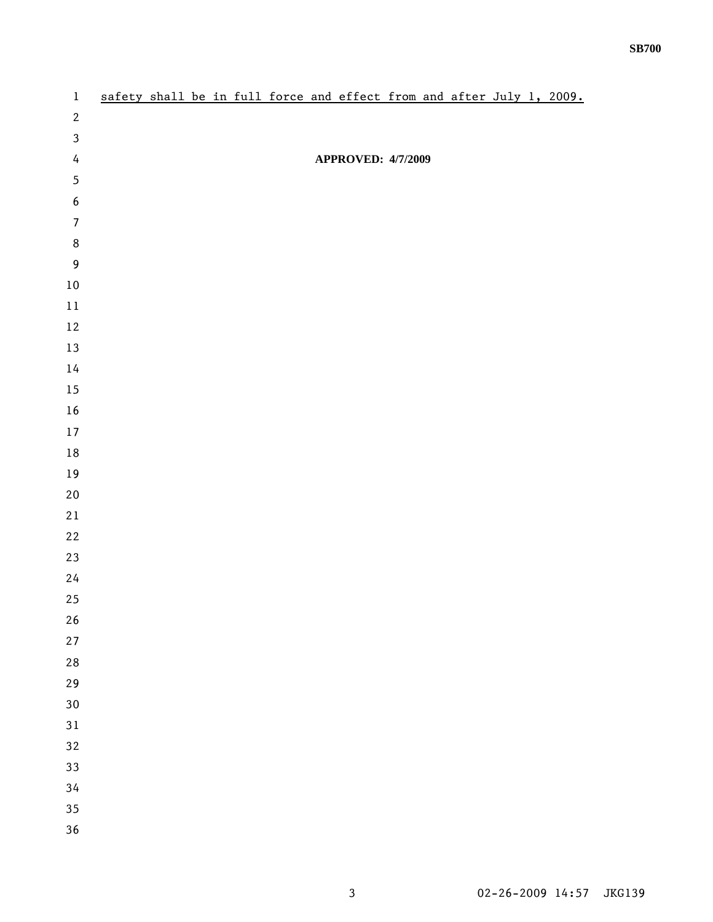safety shall be in full force and effect from and after July 1, 2009.

**APPROVED: 4/7/2009**